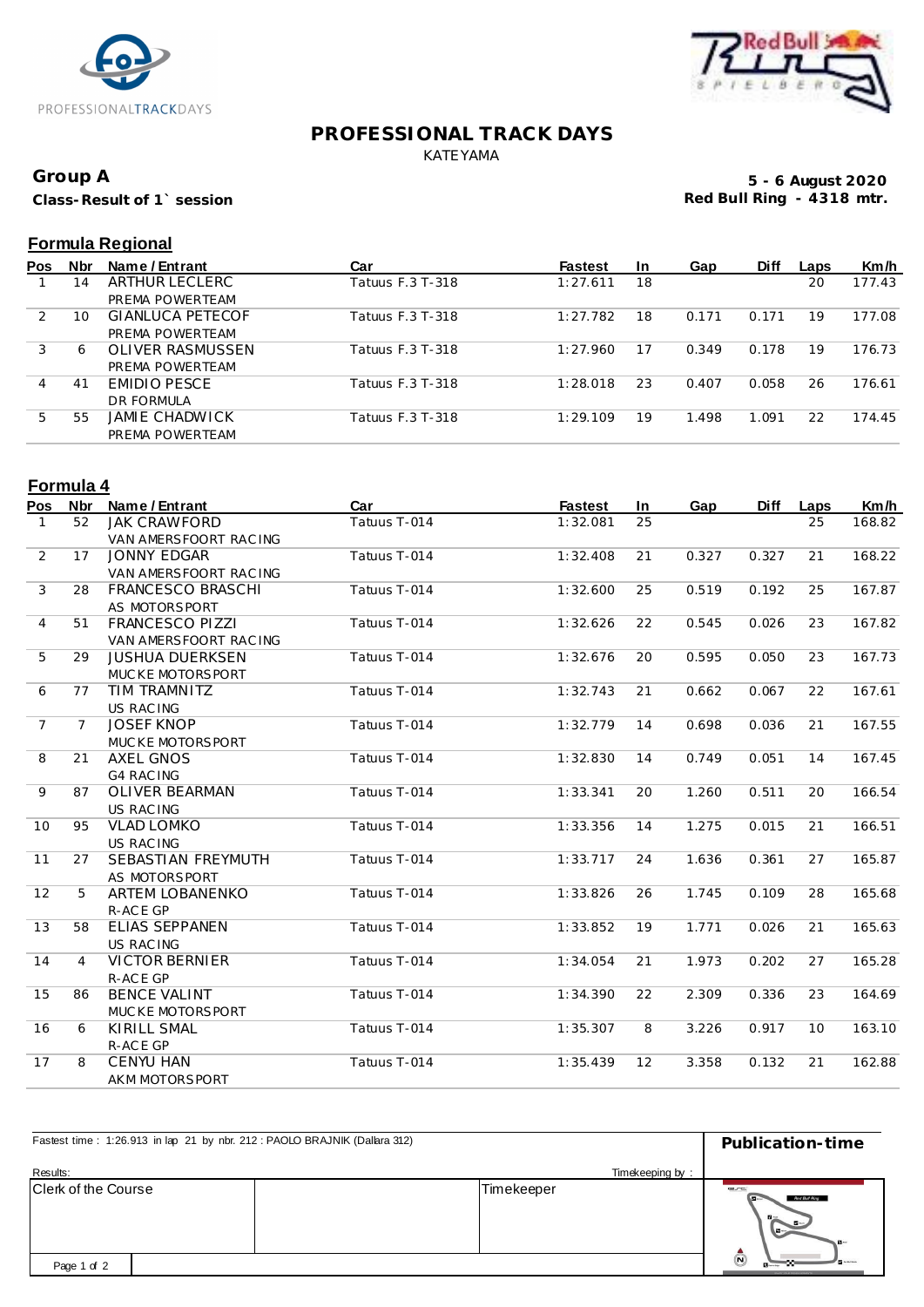# PROFESSIONAL TRACK DAYS

KATEYAMA

**Group A**

**Class-Result of 1` session**

**5 - 6 August 2020**

**Red Bull Ring - 4318 mtr.**

## Formula Regional

| Pos | Nbr | Name / Entrant | Car | Fastest | In | Gap | Diff | Laps | Km/h |
|---|---|---|---|---|---|---|---|---|---|
| 1 | 14 | ARTHUR LECLERC<br>PREMA POWERTEAM | Tatuus F.3 T-318 | 1:27.611 | 18 | | | 20 | 177.43 |
| 2 | 10 | GIANLUCA PETECOF<br>PREMA POWERTEAM | Tatuus F.3 T-318 | 1:27.782 | 18 | 0.171 | 0.171 | 19 | 177.08 |
| 3 | 6 | OLIVER RASMUSSEN<br>PREMA POWERTEAM | Tatuus F.3 T-318 | 1:27.960 | 17 | 0.349 | 0.178 | 19 | 176.73 |
| 4 | 41 | EMIDIO PESCE<br>DR FORMULA | Tatuus F.3 T-318 | 1:28.018 | 23 | 0.407 | 0.058 | 26 | 176.61 |
| 5 | 55 | JAMIE CHADWICK<br>PREMA POWERTEAM | Tatuus F.3 T-318 | 1:29.109 | 19 | 1.498 | 1.091 | 22 | 174.45 |

## Formula 4

| Pos | Nbr | Name / Entrant | Car | Fastest | In | Gap | Diff | Laps | Km/h |
|---|---|---|---|---|---|---|---|---|---|
| 1 | 52 | JAK CRAWFORD<br>VAN AMERSFOORT RACING | Tatuus T-014 | 1:32.081 | 25 | | | 25 | 168.82 |
| 2 | 17 | JONNY EDGAR<br>VAN AMERSFOORT RACING | Tatuus T-014 | 1:32.408 | 21 | 0.327 | 0.327 | 21 | 168.22 |
| 3 | 28 | FRANCESCO BRASCHI<br>AS MOTORSPORT | Tatuus T-014 | 1:32.600 | 25 | 0.519 | 0.192 | 25 | 167.87 |
| 4 | 51 | FRANCESCO PIZZI<br>VAN AMERSFOORT RACING | Tatuus T-014 | 1:32.626 | 22 | 0.545 | 0.026 | 23 | 167.82 |
| 5 | 29 | JUSHUA DUERKSEN<br>MUCKE MOTORSPORT | Tatuus T-014 | 1:32.676 | 20 | 0.595 | 0.050 | 23 | 167.73 |
| 6 | 77 | TIM TRAMNITZ<br>US RACING | Tatuus T-014 | 1:32.743 | 21 | 0.662 | 0.067 | 22 | 167.61 |
| 7 | 7 | JOSEF KNOP<br>MUCKE MOTORSPORT | Tatuus T-014 | 1:32.779 | 14 | 0.698 | 0.036 | 21 | 167.55 |
| 8 | 21 | AXEL GNOS<br>G4 RACING | Tatuus T-014 | 1:32.830 | 14 | 0.749 | 0.051 | 14 | 167.45 |
| 9 | 87 | OLIVER BEARMAN<br>US RACING | Tatuus T-014 | 1:33.341 | 20 | 1.260 | 0.511 | 20 | 166.54 |
| 10 | 95 | VLAD LOMKO<br>US RACING | Tatuus T-014 | 1:33.356 | 14 | 1.275 | 0.015 | 21 | 166.51 |
| 11 | 27 | SEBASTIAN FREYMUTH<br>AS MOTORSPORT | Tatuus T-014 | 1:33.717 | 24 | 1.636 | 0.361 | 27 | 165.87 |
| 12 | 5 | ARTEM LOBANENKO<br>R-ACE GP | Tatuus T-014 | 1:33.826 | 26 | 1.745 | 0.109 | 28 | 165.68 |
| 13 | 58 | ELIAS SEPPANEN<br>US RACING | Tatuus T-014 | 1:33.852 | 19 | 1.771 | 0.026 | 21 | 165.63 |
| 14 | 4 | VICTOR BERNIER<br>R-ACE GP | Tatuus T-014 | 1:34.054 | 21 | 1.973 | 0.202 | 27 | 165.28 |
| 15 | 86 | BENCE VALINT<br>MUCKE MOTORSPORT | Tatuus T-014 | 1:34.390 | 22 | 2.309 | 0.336 | 23 | 164.69 |
| 16 | 6 | KIRILL SMAL<br>R-ACE GP | Tatuus T-014 | 1:35.307 | 8 | 3.226 | 0.917 | 10 | 163.10 |
| 17 | 8 | CENYU HAN<br>AKM MOTORSPORT | Tatuus T-014 | 1:35.439 | 12 | 3.358 | 0.132 | 21 | 162.88 |

Fastest time : 1:26.913 in lap 21 by nbr. 212 : PAOLO BRAJNIK (Dallara 312)

**Publication-time**

Results: Timekeeping by :

| Clerk of the Course | | Timekeeper |
|---|---|---|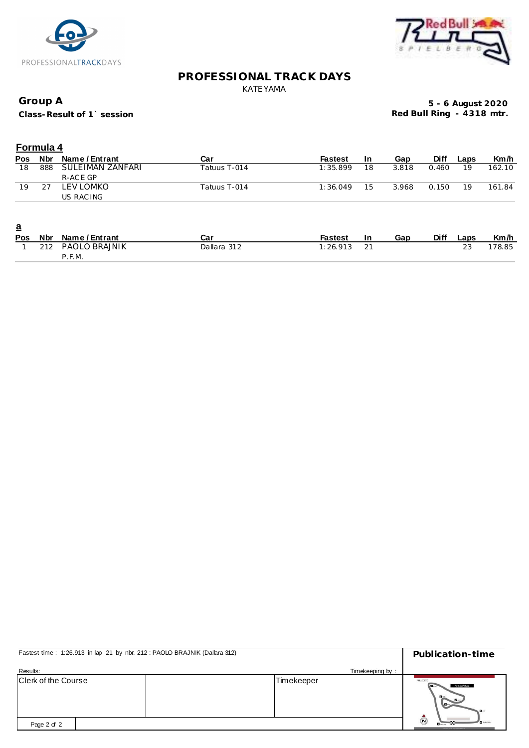# PROFESSIONAL TRACK DAYS

KATEYAMA

**Group A**

**Class-Result of 1` session**

**5 - 6 August 2020**

**Red Bull Ring - 4318 mtr.**

## Formula 4

| Pos | Nbr | Name / Entrant | Car | Fastest | In | Gap | Diff | Laps | Km/h |
|---|---|---|---|---|---|---|---|---|---|
| 18 | 888 | SULEIMAN ZANFARI<br>R-ACE GP | Tatuus T-014 | 1:35.899 | 18 | 3.818 | 0.460 | 19 | 162.10 |
| 19 | 27 | LEV LOMKO<br>US RACING | Tatuus T-014 | 1:36.049 | 15 | 3.968 | 0.150 | 19 | 161.84 |

## a

| Pos | Nbr | Name / Entrant | Car | Fastest | In | Gap | Diff | Laps | Km/h |
|---|---|---|---|---|---|---|---|---|---|
| 1 | 212 | PAOLO BRAJNIK<br>P.F.M. | Dallara 312 | 1:26.913 | 21 | | | 23 | 178.85 |

Fastest time : 1:26.913 in lap 21 by nbr. 212 : PAOLO BRAJNIK (Dallara 312)

**Publication-time**

Results:

Timekeeping by :

| Clerk of the Course | | Timekeeper |
|---|---|---|